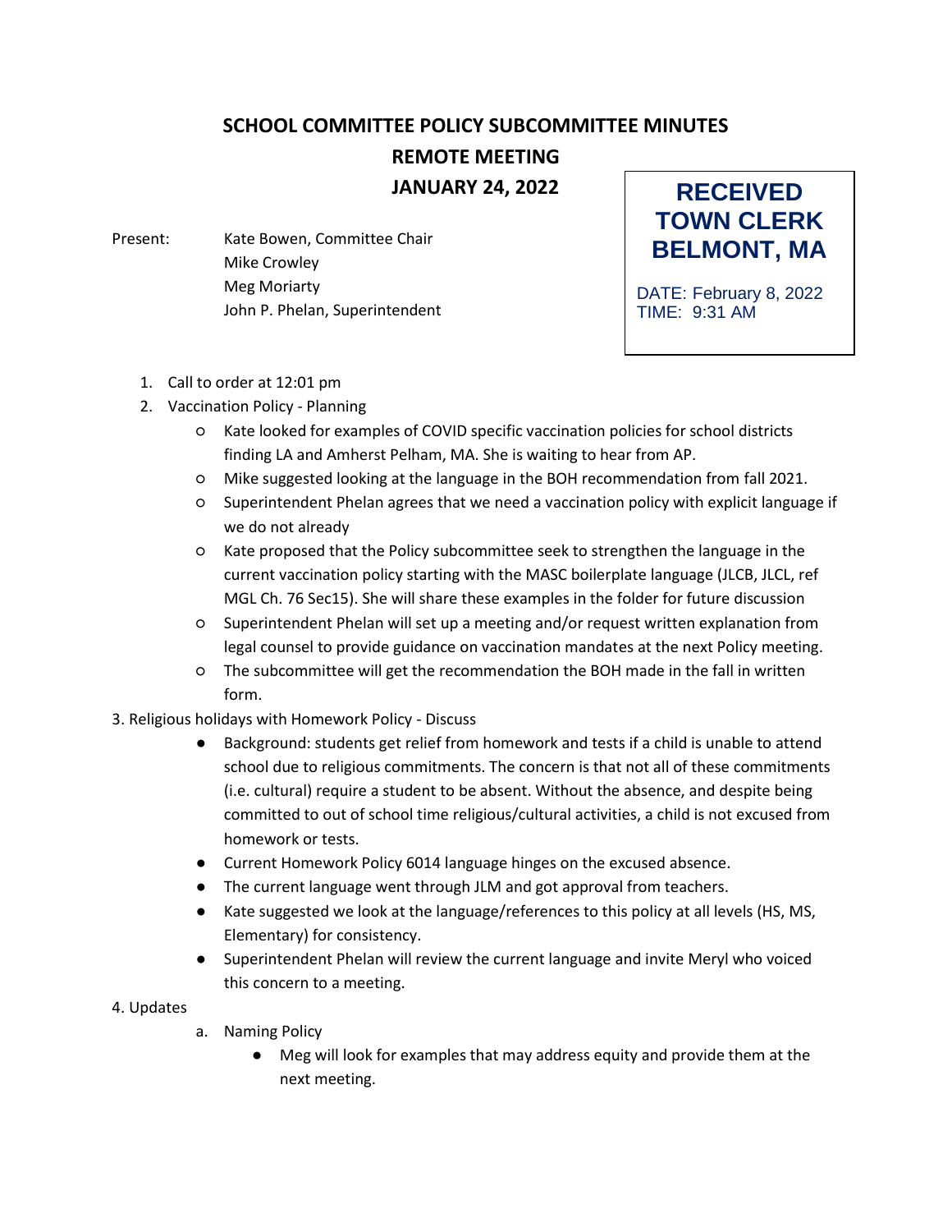# SCHOOL COMMITTEE POLICY SUBCOMMITTEE MINUTES

## REMOTE MEETING

## JANUARY 24, 2022

**RECEIVED TOWN CLERK BELMONT, MA**

DATE: February 8, 2022
TIME: 9:31 AM

Present: Kate Bowen, Committee Chair
Mike Crowley
Meg Moriarty
John P. Phelan, Superintendent

1. Call to order at 12:01 pm
2. Vaccination Policy - Planning
   - Kate looked for examples of COVID specific vaccination policies for school districts finding LA and Amherst Pelham, MA. She is waiting to hear from AP.
   - Mike suggested looking at the language in the BOH recommendation from fall 2021.
   - Superintendent Phelan agrees that we need a vaccination policy with explicit language if we do not already
   - Kate proposed that the Policy subcommittee seek to strengthen the language in the current vaccination policy starting with the MASC boilerplate language (JLCB, JLCL, ref MGL Ch. 76 Sec15). She will share these examples in the folder for future discussion
   - Superintendent Phelan will set up a meeting and/or request written explanation from legal counsel to provide guidance on vaccination mandates at the next Policy meeting.
   - The subcommittee will get the recommendation the BOH made in the fall in written form.

3. Religious holidays with Homework Policy - Discuss
   - Background: students get relief from homework and tests if a child is unable to attend school due to religious commitments. The concern is that not all of these commitments (i.e. cultural) require a student to be absent. Without the absence, and despite being committed to out of school time religious/cultural activities, a child is not excused from homework or tests.
   - Current Homework Policy 6014 language hinges on the excused absence.
   - The current language went through JLM and got approval from teachers.
   - Kate suggested we look at the language/references to this policy at all levels (HS, MS, Elementary) for consistency.
   - Superintendent Phelan will review the current language and invite Meryl who voiced this concern to a meeting.

4. Updates
   a. Naming Policy
      - Meg will look for examples that may address equity and provide them at the next meeting.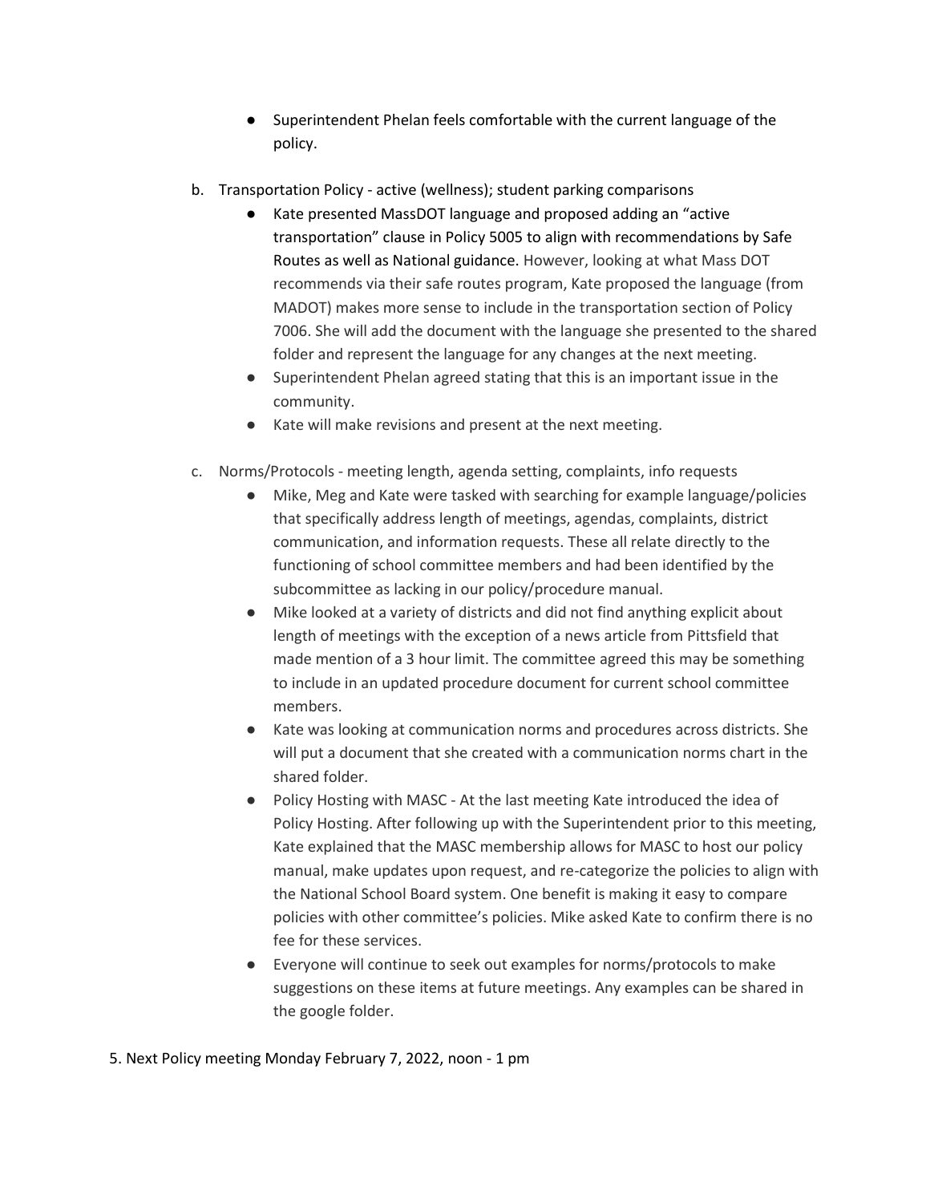- Superintendent Phelan feels comfortable with the current language of the policy.

b. Transportation Policy - active (wellness); student parking comparisons

- Kate presented MassDOT language and proposed adding an "active transportation" clause in Policy 5005 to align with recommendations by Safe Routes as well as National guidance. However, looking at what Mass DOT recommends via their safe routes program, Kate proposed the language (from MADOT) makes more sense to include in the transportation section of Policy 7006. She will add the document with the language she presented to the shared folder and represent the language for any changes at the next meeting.
- Superintendent Phelan agreed stating that this is an important issue in the community.
- Kate will make revisions and present at the next meeting.

c. Norms/Protocols - meeting length, agenda setting, complaints, info requests

- Mike, Meg and Kate were tasked with searching for example language/policies that specifically address length of meetings, agendas, complaints, district communication, and information requests. These all relate directly to the functioning of school committee members and had been identified by the subcommittee as lacking in our policy/procedure manual.
- Mike looked at a variety of districts and did not find anything explicit about length of meetings with the exception of a news article from Pittsfield that made mention of a 3 hour limit. The committee agreed this may be something to include in an updated procedure document for current school committee members.
- Kate was looking at communication norms and procedures across districts. She will put a document that she created with a communication norms chart in the shared folder.
- Policy Hosting with MASC - At the last meeting Kate introduced the idea of Policy Hosting. After following up with the Superintendent prior to this meeting, Kate explained that the MASC membership allows for MASC to host our policy manual, make updates upon request, and re-categorize the policies to align with the National School Board system. One benefit is making it easy to compare policies with other committee's policies. Mike asked Kate to confirm there is no fee for these services.
- Everyone will continue to seek out examples for norms/protocols to make suggestions on these items at future meetings. Any examples can be shared in the google folder.

5. Next Policy meeting Monday February 7, 2022, noon - 1 pm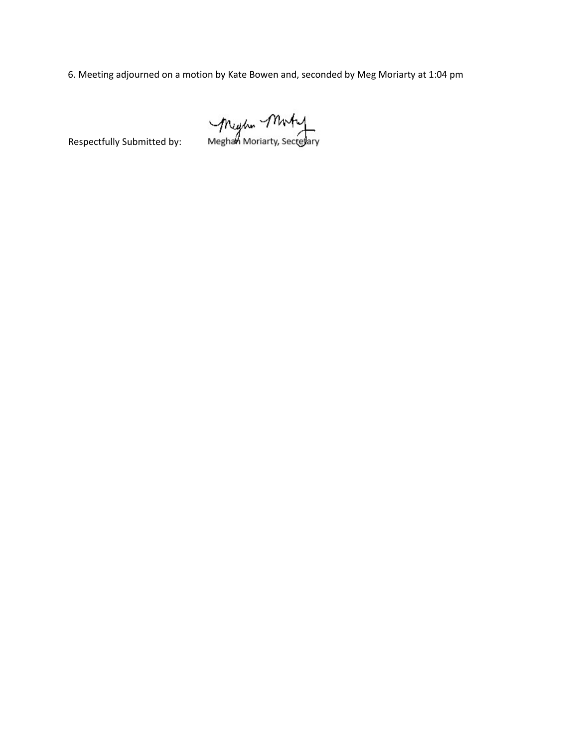6. Meeting adjourned on a motion by Kate Bowen and, seconded by Meg Moriarty at 1:04 pm

Respectfully Submitted by: Meghan Moriarty, Secretary